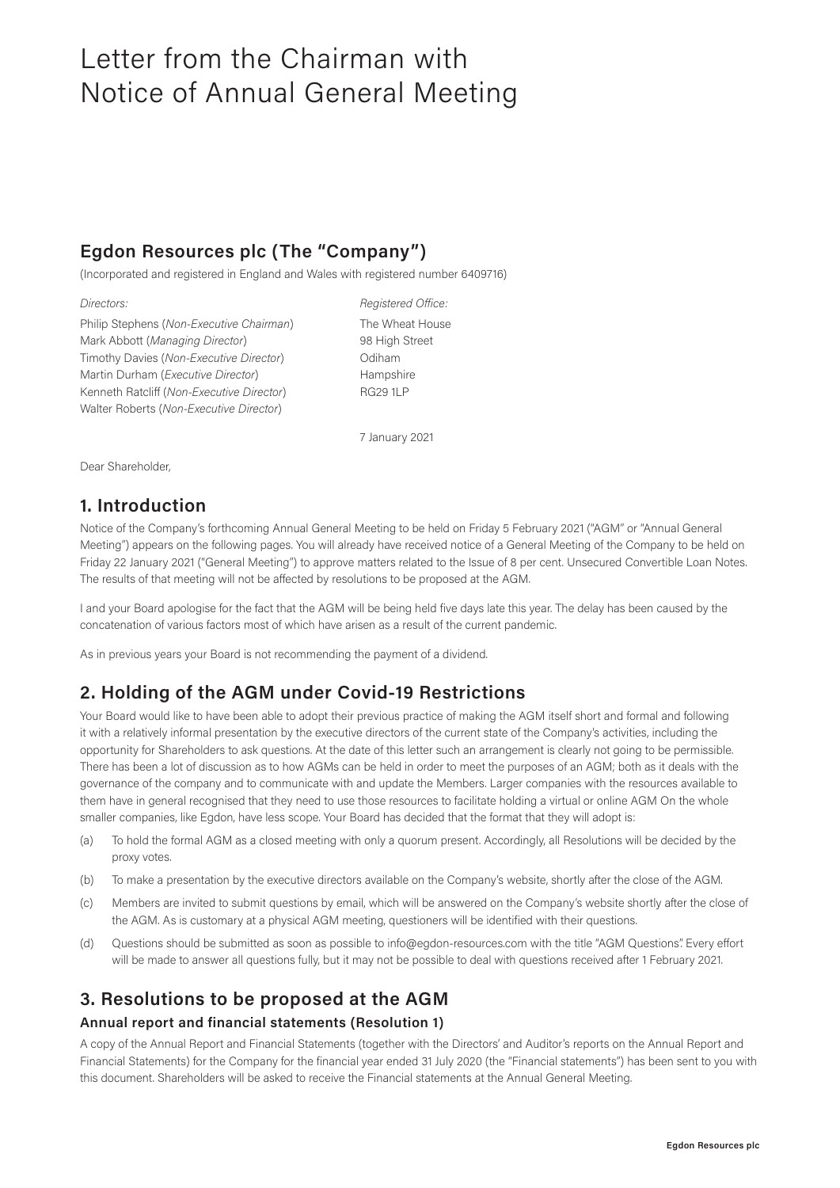# Letter from the Chairman with Notice of Annual General Meeting

## Egdon Resources plc (The "Company")

(Incorporated and registered in England and Wales with registered number 6409716)

*Directors:*

Philip Stephens (*Non-Executive Chairman*)
Mark Abbott (*Managing Director*)
Timothy Davies (*Non-Executive Director*)
Martin Durham (*Executive Director*)
Kenneth Ratcliff (*Non-Executive Director*)
Walter Roberts (*Non-Executive Director*)

*Registered Office:*

The Wheat House
98 High Street
Odiham
Hampshire
RG29 1LP

7 January 2021

Dear Shareholder,

## 1. Introduction

Notice of the Company's forthcoming Annual General Meeting to be held on Friday 5 February 2021 ("AGM" or "Annual General Meeting") appears on the following pages. You will already have received notice of a General Meeting of the Company to be held on Friday 22 January 2021 ("General Meeting") to approve matters related to the Issue of 8 per cent. Unsecured Convertible Loan Notes. The results of that meeting will not be affected by resolutions to be proposed at the AGM.

I and your Board apologise for the fact that the AGM will be being held five days late this year. The delay has been caused by the concatenation of various factors most of which have arisen as a result of the current pandemic.

As in previous years your Board is not recommending the payment of a dividend.

## 2. Holding of the AGM under Covid-19 Restrictions

Your Board would like to have been able to adopt their previous practice of making the AGM itself short and formal and following it with a relatively informal presentation by the executive directors of the current state of the Company's activities, including the opportunity for Shareholders to ask questions. At the date of this letter such an arrangement is clearly not going to be permissible. There has been a lot of discussion as to how AGMs can be held in order to meet the purposes of an AGM; both as it deals with the governance of the company and to communicate with and update the Members. Larger companies with the resources available to them have in general recognised that they need to use those resources to facilitate holding a virtual or online AGM On the whole smaller companies, like Egdon, have less scope. Your Board has decided that the format that they will adopt is:

(a) To hold the formal AGM as a closed meeting with only a quorum present. Accordingly, all Resolutions will be decided by the proxy votes.

(b) To make a presentation by the executive directors available on the Company's website, shortly after the close of the AGM.

(c) Members are invited to submit questions by email, which will be answered on the Company's website shortly after the close of the AGM. As is customary at a physical AGM meeting, questioners will be identified with their questions.

(d) Questions should be submitted as soon as possible to info@egdon-resources.com with the title "AGM Questions". Every effort will be made to answer all questions fully, but it may not be possible to deal with questions received after 1 February 2021.

## 3. Resolutions to be proposed at the AGM

### Annual report and financial statements (Resolution 1)

A copy of the Annual Report and Financial Statements (together with the Directors' and Auditor's reports on the Annual Report and Financial Statements) for the Company for the financial year ended 31 July 2020 (the "Financial statements") has been sent to you with this document. Shareholders will be asked to receive the Financial statements at the Annual General Meeting.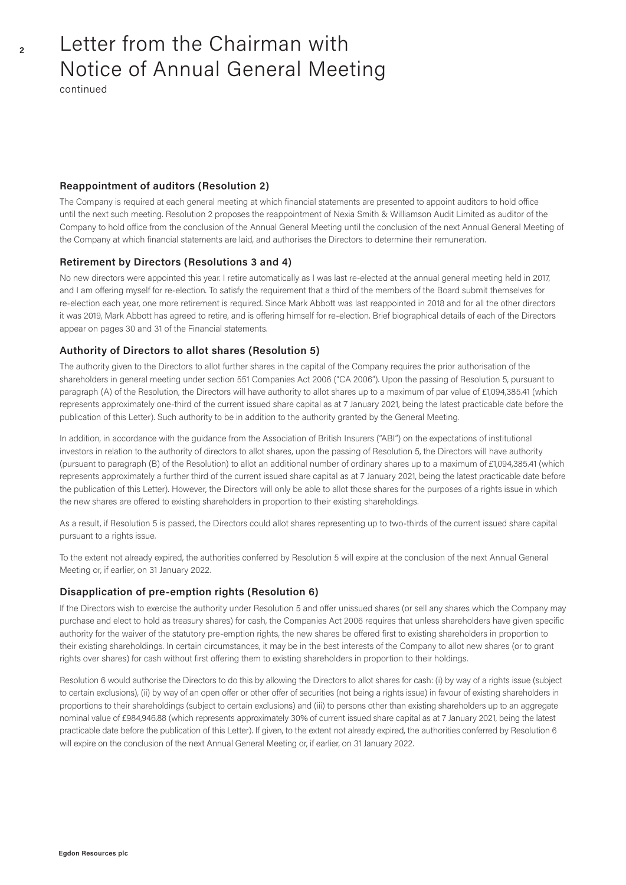# Letter from the Chairman with Notice of Annual General Meeting

continued

### Reappointment of auditors (Resolution 2)

The Company is required at each general meeting at which financial statements are presented to appoint auditors to hold office until the next such meeting. Resolution 2 proposes the reappointment of Nexia Smith & Williamson Audit Limited as auditor of the Company to hold office from the conclusion of the Annual General Meeting until the conclusion of the next Annual General Meeting of the Company at which financial statements are laid, and authorises the Directors to determine their remuneration.

### Retirement by Directors (Resolutions 3 and 4)

No new directors were appointed this year. I retire automatically as I was last re-elected at the annual general meeting held in 2017, and I am offering myself for re-election. To satisfy the requirement that a third of the members of the Board submit themselves for re-election each year, one more retirement is required. Since Mark Abbott was last reappointed in 2018 and for all the other directors it was 2019, Mark Abbott has agreed to retire, and is offering himself for re-election. Brief biographical details of each of the Directors appear on pages 30 and 31 of the Financial statements.

### Authority of Directors to allot shares (Resolution 5)

The authority given to the Directors to allot further shares in the capital of the Company requires the prior authorisation of the shareholders in general meeting under section 551 Companies Act 2006 ("CA 2006"). Upon the passing of Resolution 5, pursuant to paragraph (A) of the Resolution, the Directors will have authority to allot shares up to a maximum of par value of £1,094,385.41 (which represents approximately one-third of the current issued share capital as at 7 January 2021, being the latest practicable date before the publication of this Letter). Such authority to be in addition to the authority granted by the General Meeting.

In addition, in accordance with the guidance from the Association of British Insurers ("ABI") on the expectations of institutional investors in relation to the authority of directors to allot shares, upon the passing of Resolution 5, the Directors will have authority (pursuant to paragraph (B) of the Resolution) to allot an additional number of ordinary shares up to a maximum of £1,094,385.41 (which represents approximately a further third of the current issued share capital as at 7 January 2021, being the latest practicable date before the publication of this Letter). However, the Directors will only be able to allot those shares for the purposes of a rights issue in which the new shares are offered to existing shareholders in proportion to their existing shareholdings.

As a result, if Resolution 5 is passed, the Directors could allot shares representing up to two-thirds of the current issued share capital pursuant to a rights issue.

To the extent not already expired, the authorities conferred by Resolution 5 will expire at the conclusion of the next Annual General Meeting or, if earlier, on 31 January 2022.

### Disapplication of pre-emption rights (Resolution 6)

If the Directors wish to exercise the authority under Resolution 5 and offer unissued shares (or sell any shares which the Company may purchase and elect to hold as treasury shares) for cash, the Companies Act 2006 requires that unless shareholders have given specific authority for the waiver of the statutory pre-emption rights, the new shares be offered first to existing shareholders in proportion to their existing shareholdings. In certain circumstances, it may be in the best interests of the Company to allot new shares (or to grant rights over shares) for cash without first offering them to existing shareholders in proportion to their holdings.

Resolution 6 would authorise the Directors to do this by allowing the Directors to allot shares for cash: (i) by way of a rights issue (subject to certain exclusions), (ii) by way of an open offer or other offer of securities (not being a rights issue) in favour of existing shareholders in proportions to their shareholdings (subject to certain exclusions) and (iii) to persons other than existing shareholders up to an aggregate nominal value of £984,946.88 (which represents approximately 30% of current issued share capital as at 7 January 2021, being the latest practicable date before the publication of this Letter). If given, to the extent not already expired, the authorities conferred by Resolution 6 will expire on the conclusion of the next Annual General Meeting or, if earlier, on 31 January 2022.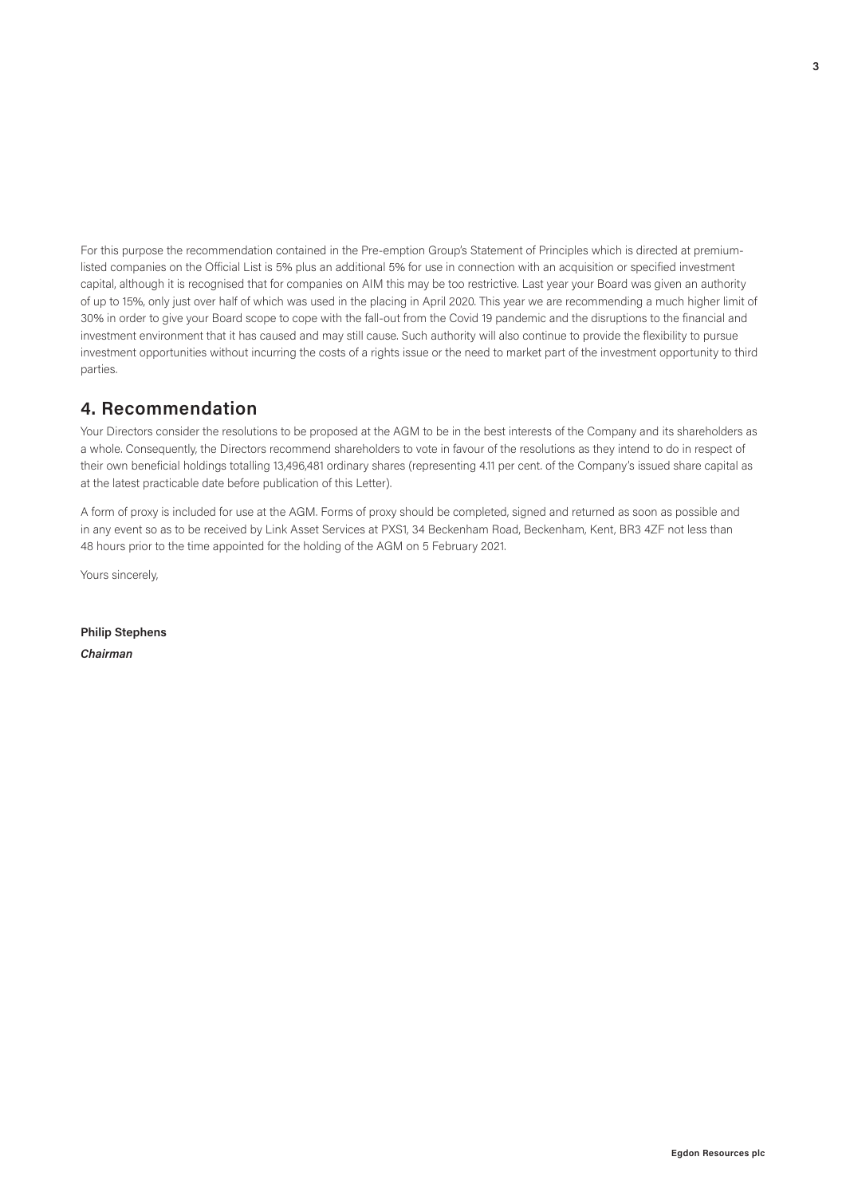For this purpose the recommendation contained in the Pre-emption Group's Statement of Principles which is directed at premium-listed companies on the Official List is 5% plus an additional 5% for use in connection with an acquisition or specified investment capital, although it is recognised that for companies on AIM this may be too restrictive. Last year your Board was given an authority of up to 15%, only just over half of which was used in the placing in April 2020. This year we are recommending a much higher limit of 30% in order to give your Board scope to cope with the fall-out from the Covid 19 pandemic and the disruptions to the financial and investment environment that it has caused and may still cause. Such authority will also continue to provide the flexibility to pursue investment opportunities without incurring the costs of a rights issue or the need to market part of the investment opportunity to third parties.

## 4. Recommendation

Your Directors consider the resolutions to be proposed at the AGM to be in the best interests of the Company and its shareholders as a whole. Consequently, the Directors recommend shareholders to vote in favour of the resolutions as they intend to do in respect of their own beneficial holdings totalling 13,496,481 ordinary shares (representing 4.11 per cent. of the Company's issued share capital as at the latest practicable date before publication of this Letter).

A form of proxy is included for use at the AGM. Forms of proxy should be completed, signed and returned as soon as possible and in any event so as to be received by Link Asset Services at PXS1, 34 Beckenham Road, Beckenham, Kent, BR3 4ZF not less than 48 hours prior to the time appointed for the holding of the AGM on 5 February 2021.

Yours sincerely,

**Philip Stephens**
***Chairman***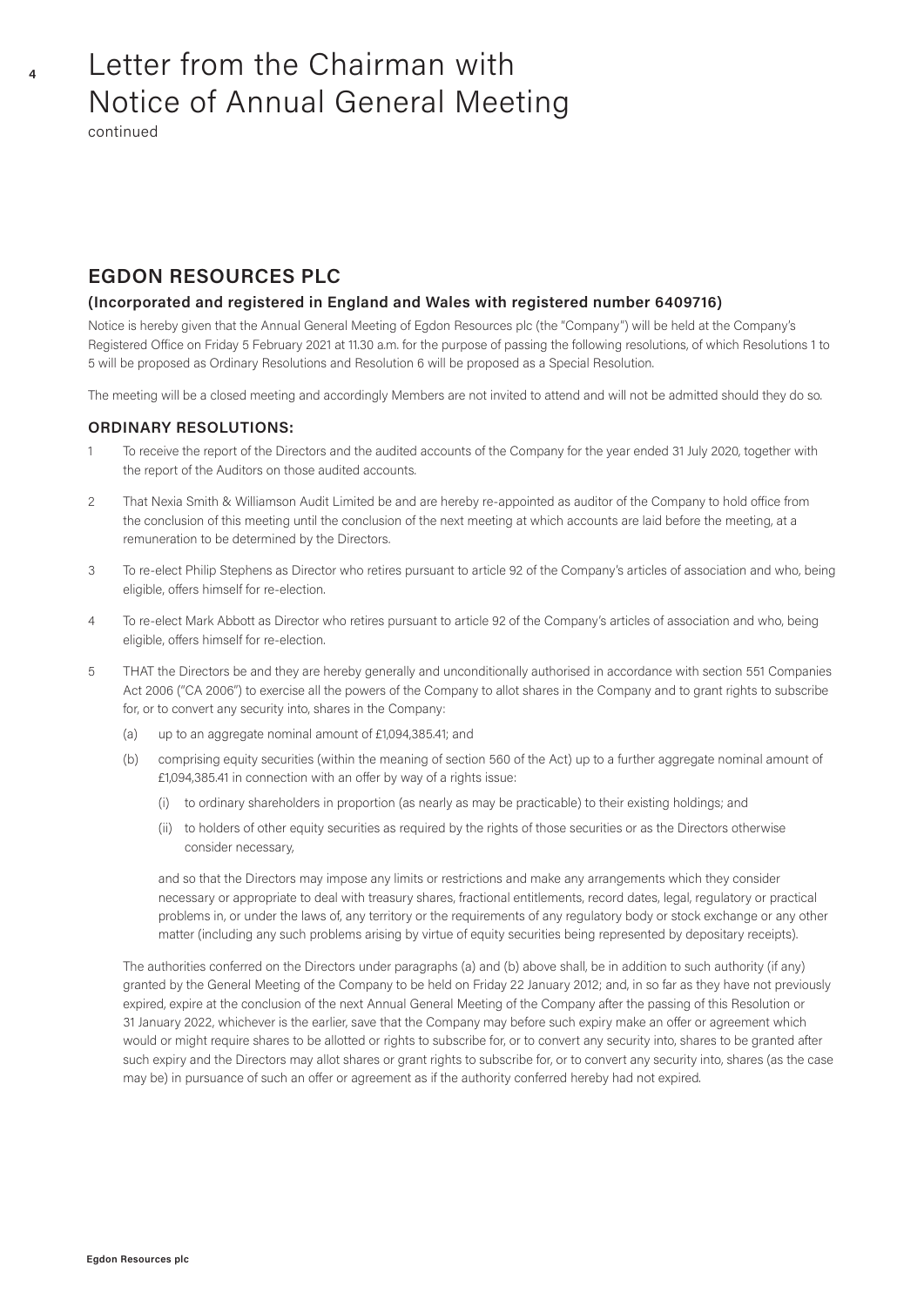# Letter from the Chairman with Notice of Annual General Meeting

continued

## EGDON RESOURCES PLC

### (Incorporated and registered in England and Wales with registered number 6409716)

Notice is hereby given that the Annual General Meeting of Egdon Resources plc (the "Company") will be held at the Company's Registered Office on Friday 5 February 2021 at 11.30 a.m. for the purpose of passing the following resolutions, of which Resolutions 1 to 5 will be proposed as Ordinary Resolutions and Resolution 6 will be proposed as a Special Resolution.

The meeting will be a closed meeting and accordingly Members are not invited to attend and will not be admitted should they do so.

### ORDINARY RESOLUTIONS:

1. To receive the report of the Directors and the audited accounts of the Company for the year ended 31 July 2020, together with the report of the Auditors on those audited accounts.

2. That Nexia Smith & Williamson Audit Limited be and are hereby re-appointed as auditor of the Company to hold office from the conclusion of this meeting until the conclusion of the next meeting at which accounts are laid before the meeting, at a remuneration to be determined by the Directors.

3. To re-elect Philip Stephens as Director who retires pursuant to article 92 of the Company's articles of association and who, being eligible, offers himself for re-election.

4. To re-elect Mark Abbott as Director who retires pursuant to article 92 of the Company's articles of association and who, being eligible, offers himself for re-election.

5. THAT the Directors be and they are hereby generally and unconditionally authorised in accordance with section 551 Companies Act 2006 ("CA 2006") to exercise all the powers of the Company to allot shares in the Company and to grant rights to subscribe for, or to convert any security into, shares in the Company:

   (a) up to an aggregate nominal amount of £1,094,385.41; and

   (b) comprising equity securities (within the meaning of section 560 of the Act) up to a further aggregate nominal amount of £1,094,385.41 in connection with an offer by way of a rights issue:

      (i) to ordinary shareholders in proportion (as nearly as may be practicable) to their existing holdings; and

      (ii) to holders of other equity securities as required by the rights of those securities or as the Directors otherwise consider necessary,

   and so that the Directors may impose any limits or restrictions and make any arrangements which they consider necessary or appropriate to deal with treasury shares, fractional entitlements, record dates, legal, regulatory or practical problems in, or under the laws of, any territory or the requirements of any regulatory body or stock exchange or any other matter (including any such problems arising by virtue of equity securities being represented by depositary receipts).

   The authorities conferred on the Directors under paragraphs (a) and (b) above shall, be in addition to such authority (if any) granted by the General Meeting of the Company to be held on Friday 22 January 2012; and, in so far as they have not previously expired, expire at the conclusion of the next Annual General Meeting of the Company after the passing of this Resolution or 31 January 2022, whichever is the earlier, save that the Company may before such expiry make an offer or agreement which would or might require shares to be allotted or rights to subscribe for, or to convert any security into, shares to be granted after such expiry and the Directors may allot shares or grant rights to subscribe for, or to convert any security into, shares (as the case may be) in pursuance of such an offer or agreement as if the authority conferred hereby had not expired.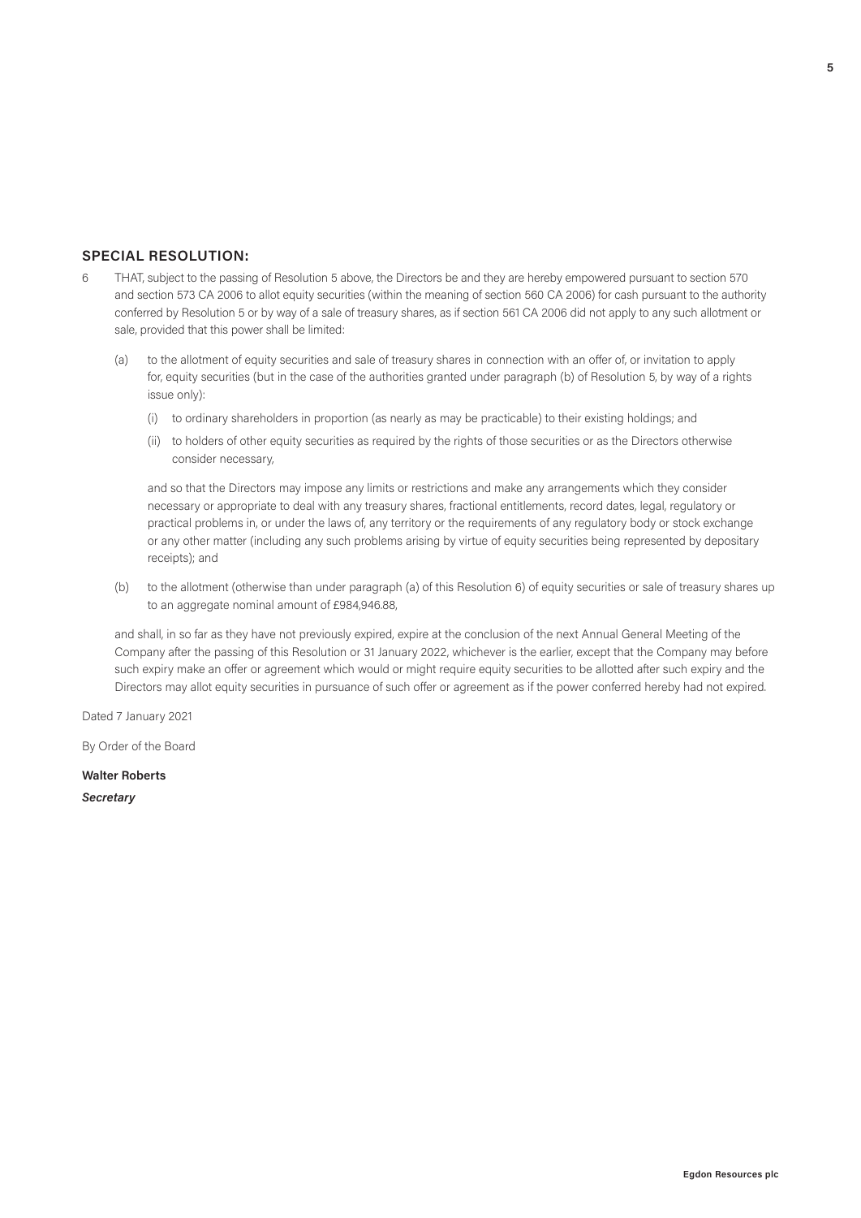## SPECIAL RESOLUTION:

6 THAT, subject to the passing of Resolution 5 above, the Directors be and they are hereby empowered pursuant to section 570 and section 573 CA 2006 to allot equity securities (within the meaning of section 560 CA 2006) for cash pursuant to the authority conferred by Resolution 5 or by way of a sale of treasury shares, as if section 561 CA 2006 did not apply to any such allotment or sale, provided that this power shall be limited:

(a) to the allotment of equity securities and sale of treasury shares in connection with an offer of, or invitation to apply for, equity securities (but in the case of the authorities granted under paragraph (b) of Resolution 5, by way of a rights issue only):

(i) to ordinary shareholders in proportion (as nearly as may be practicable) to their existing holdings; and

(ii) to holders of other equity securities as required by the rights of those securities or as the Directors otherwise consider necessary,

and so that the Directors may impose any limits or restrictions and make any arrangements which they consider necessary or appropriate to deal with any treasury shares, fractional entitlements, record dates, legal, regulatory or practical problems in, or under the laws of, any territory or the requirements of any regulatory body or stock exchange or any other matter (including any such problems arising by virtue of equity securities being represented by depositary receipts); and

(b) to the allotment (otherwise than under paragraph (a) of this Resolution 6) of equity securities or sale of treasury shares up to an aggregate nominal amount of £984,946.88,

and shall, in so far as they have not previously expired, expire at the conclusion of the next Annual General Meeting of the Company after the passing of this Resolution or 31 January 2022, whichever is the earlier, except that the Company may before such expiry make an offer or agreement which would or might require equity securities to be allotted after such expiry and the Directors may allot equity securities in pursuance of such offer or agreement as if the power conferred hereby had not expired.

Dated 7 January 2021

By Order of the Board

**Walter Roberts**

***Secretary***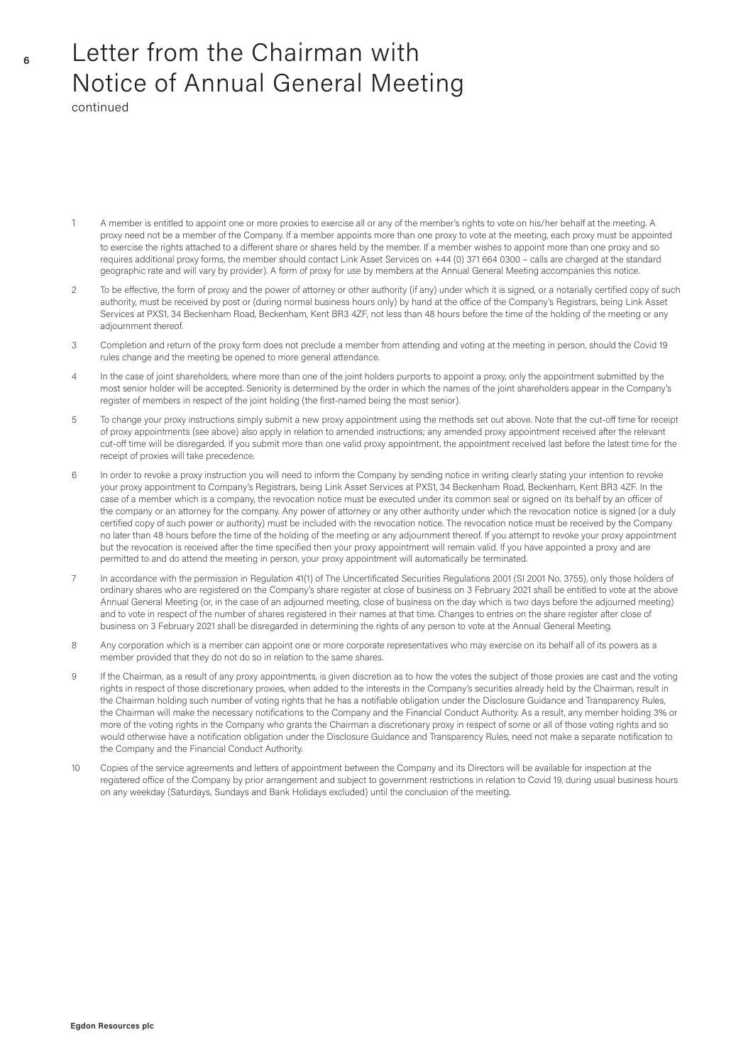# Letter from the Chairman with Notice of Annual General Meeting

continued

1. A member is entitled to appoint one or more proxies to exercise all or any of the member's rights to vote on his/her behalf at the meeting. A proxy need not be a member of the Company. If a member appoints more than one proxy to vote at the meeting, each proxy must be appointed to exercise the rights attached to a different share or shares held by the member. If a member wishes to appoint more than one proxy and so requires additional proxy forms, the member should contact Link Asset Services on +44 (0) 371 664 0300 – calls are charged at the standard geographic rate and will vary by provider). A form of proxy for use by members at the Annual General Meeting accompanies this notice.

2. To be effective, the form of proxy and the power of attorney or other authority (if any) under which it is signed, or a notarially certified copy of such authority, must be received by post or (during normal business hours only) by hand at the office of the Company's Registrars, being Link Asset Services at PXS1, 34 Beckenham Road, Beckenham, Kent BR3 4ZF, not less than 48 hours before the time of the holding of the meeting or any adjournment thereof.

3. Completion and return of the proxy form does not preclude a member from attending and voting at the meeting in person, should the Covid 19 rules change and the meeting be opened to more general attendance.

4. In the case of joint shareholders, where more than one of the joint holders purports to appoint a proxy, only the appointment submitted by the most senior holder will be accepted. Seniority is determined by the order in which the names of the joint shareholders appear in the Company's register of members in respect of the joint holding (the first-named being the most senior).

5. To change your proxy instructions simply submit a new proxy appointment using the methods set out above. Note that the cut-off time for receipt of proxy appointments (see above) also apply in relation to amended instructions; any amended proxy appointment received after the relevant cut-off time will be disregarded. If you submit more than one valid proxy appointment, the appointment received last before the latest time for the receipt of proxies will take precedence.

6. In order to revoke a proxy instruction you will need to inform the Company by sending notice in writing clearly stating your intention to revoke your proxy appointment to Company's Registrars, being Link Asset Services at PXS1, 34 Beckenham Road, Beckenham, Kent BR3 4ZF. In the case of a member which is a company, the revocation notice must be executed under its common seal or signed on its behalf by an officer of the company or an attorney for the company. Any power of attorney or any other authority under which the revocation notice is signed (or a duly certified copy of such power or authority) must be included with the revocation notice. The revocation notice must be received by the Company no later than 48 hours before the time of the holding of the meeting or any adjournment thereof. If you attempt to revoke your proxy appointment but the revocation is received after the time specified then your proxy appointment will remain valid. If you have appointed a proxy and are permitted to and do attend the meeting in person, your proxy appointment will automatically be terminated.

7. In accordance with the permission in Regulation 41(1) of The Uncertificated Securities Regulations 2001 (SI 2001 No. 3755), only those holders of ordinary shares who are registered on the Company's share register at close of business on 3 February 2021 shall be entitled to vote at the above Annual General Meeting (or, in the case of an adjourned meeting, close of business on the day which is two days before the adjourned meeting) and to vote in respect of the number of shares registered in their names at that time. Changes to entries on the share register after close of business on 3 February 2021 shall be disregarded in determining the rights of any person to vote at the Annual General Meeting.

8. Any corporation which is a member can appoint one or more corporate representatives who may exercise on its behalf all of its powers as a member provided that they do not do so in relation to the same shares.

9. If the Chairman, as a result of any proxy appointments, is given discretion as to how the votes the subject of those proxies are cast and the voting rights in respect of those discretionary proxies, when added to the interests in the Company's securities already held by the Chairman, result in the Chairman holding such number of voting rights that he has a notifiable obligation under the Disclosure Guidance and Transparency Rules, the Chairman will make the necessary notifications to the Company and the Financial Conduct Authority. As a result, any member holding 3% or more of the voting rights in the Company who grants the Chairman a discretionary proxy in respect of some or all of those voting rights and so would otherwise have a notification obligation under the Disclosure Guidance and Transparency Rules, need not make a separate notification to the Company and the Financial Conduct Authority.

10. Copies of the service agreements and letters of appointment between the Company and its Directors will be available for inspection at the registered office of the Company by prior arrangement and subject to government restrictions in relation to Covid 19, during usual business hours on any weekday (Saturdays, Sundays and Bank Holidays excluded) until the conclusion of the meeting.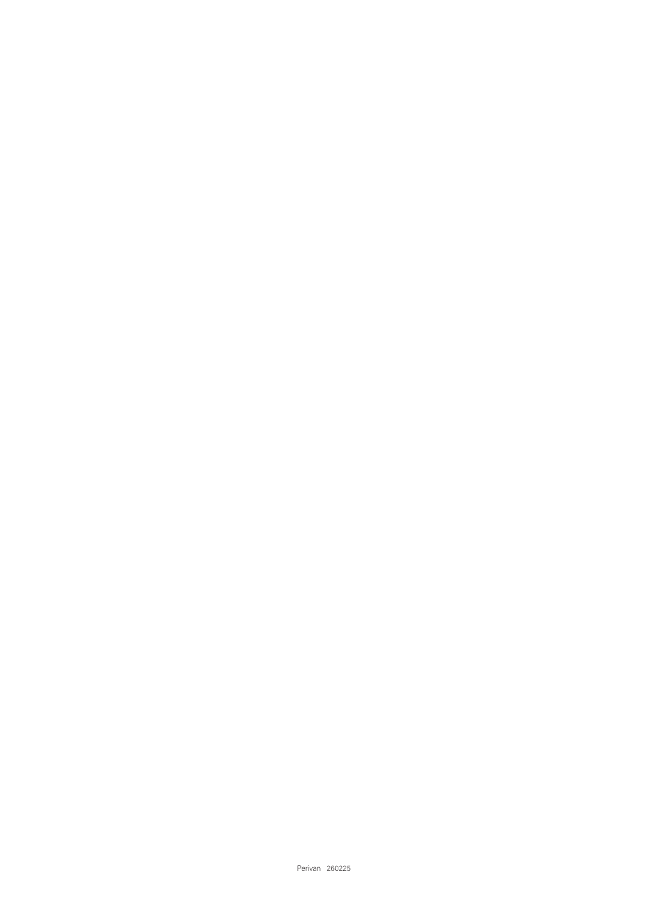Perivan 260225